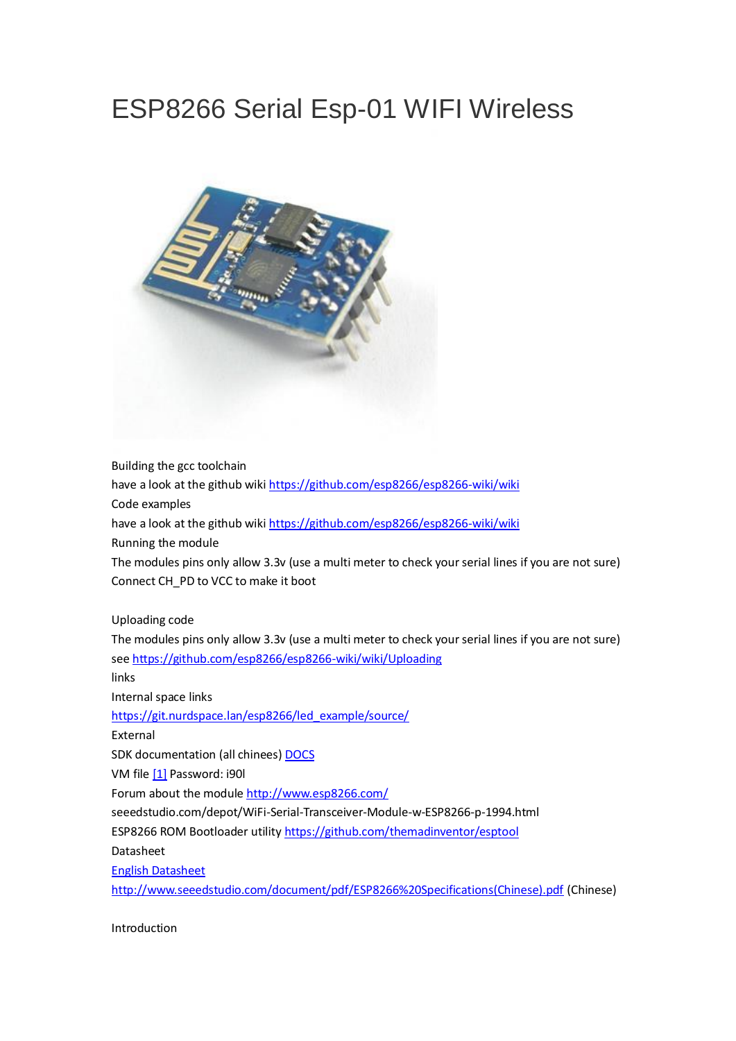# ESP8266 Serial Esp-01 WIFI Wireless

Building the gcc toolchain

have a look at the github wiki https://github.com/esp8266/esp8266-wiki/wiki

Code examples

have a look at the github wiki https://github.com/esp8266/esp8266-wiki/wiki

Running the module

The modules pins only allow 3.3v (use a multi meter to check your serial lines if you are not sure)

Connect CH_PD to VCC to make it boot

Uploading code

The modules pins only allow 3.3v (use a multi meter to check your serial lines if you are not sure)

see https://github.com/esp8266/esp8266-wiki/wiki/Uploading

links

Internal space links

https://git.nurdspace.lan/esp8266/led_example/source/

External

SDK documentation (all chinees) DOCS

VM file [1] Password: i90l

Forum about the module http://www.esp8266.com/

seeedstudio.com/depot/WiFi-Serial-Transceiver-Module-w-ESP8266-p-1994.html

ESP8266 ROM Bootloader utility https://github.com/themadinventor/esptool

Datasheet

English Datasheet

http://www.seeedstudio.com/document/pdf/ESP8266%20Specifications(Chinese).pdf (Chinese)

Introduction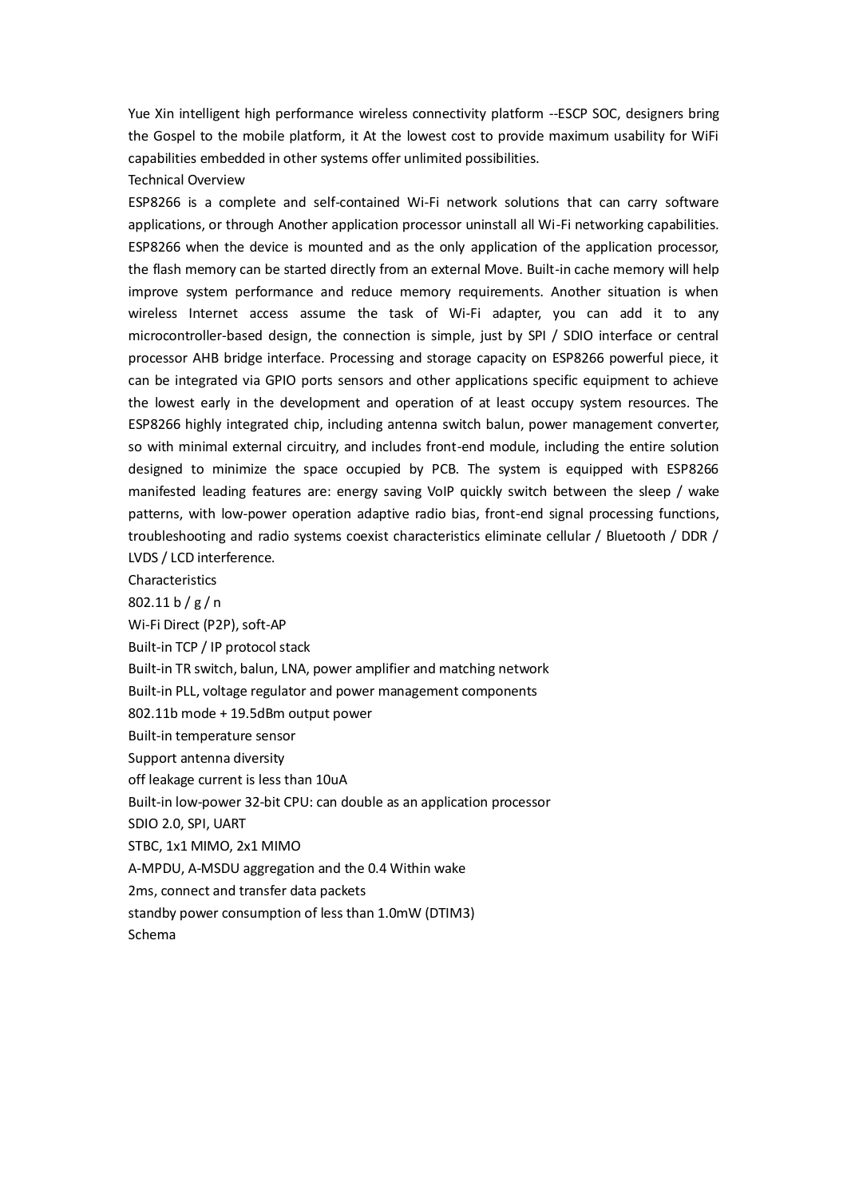Yue Xin intelligent high performance wireless connectivity platform --ESCP SOC, designers bring the Gospel to the mobile platform, it At the lowest cost to provide maximum usability for WiFi capabilities embedded in other systems offer unlimited possibilities.

## Technical Overview

ESP8266 is a complete and self-contained Wi-Fi network solutions that can carry software applications, or through Another application processor uninstall all Wi-Fi networking capabilities. ESP8266 when the device is mounted and as the only application of the application processor, the flash memory can be started directly from an external Move. Built-in cache memory will help improve system performance and reduce memory requirements. Another situation is when wireless Internet access assume the task of Wi-Fi adapter, you can add it to any microcontroller-based design, the connection is simple, just by SPI / SDIO interface or central processor AHB bridge interface. Processing and storage capacity on ESP8266 powerful piece, it can be integrated via GPIO ports sensors and other applications specific equipment to achieve the lowest early in the development and operation of at least occupy system resources. The ESP8266 highly integrated chip, including antenna switch balun, power management converter, so with minimal external circuitry, and includes front-end module, including the entire solution designed to minimize the space occupied by PCB. The system is equipped with ESP8266 manifested leading features are: energy saving VoIP quickly switch between the sleep / wake patterns, with low-power operation adaptive radio bias, front-end signal processing functions, troubleshooting and radio systems coexist characteristics eliminate cellular / Bluetooth / DDR / LVDS / LCD interference.

## Characteristics

- 802.11 b / g / n
- Wi-Fi Direct (P2P), soft-AP
- Built-in TCP / IP protocol stack
- Built-in TR switch, balun, LNA, power amplifier and matching network
- Built-in PLL, voltage regulator and power management components
- 802.11b mode + 19.5dBm output power
- Built-in temperature sensor
- Support antenna diversity
- off leakage current is less than 10uA
- Built-in low-power 32-bit CPU: can double as an application processor
- SDIO 2.0, SPI, UART
- STBC, 1x1 MIMO, 2x1 MIMO
- A-MPDU, A-MSDU aggregation and the 0.4 Within wake
- 2ms, connect and transfer data packets
- standby power consumption of less than 1.0mW (DTIM3)

## Schema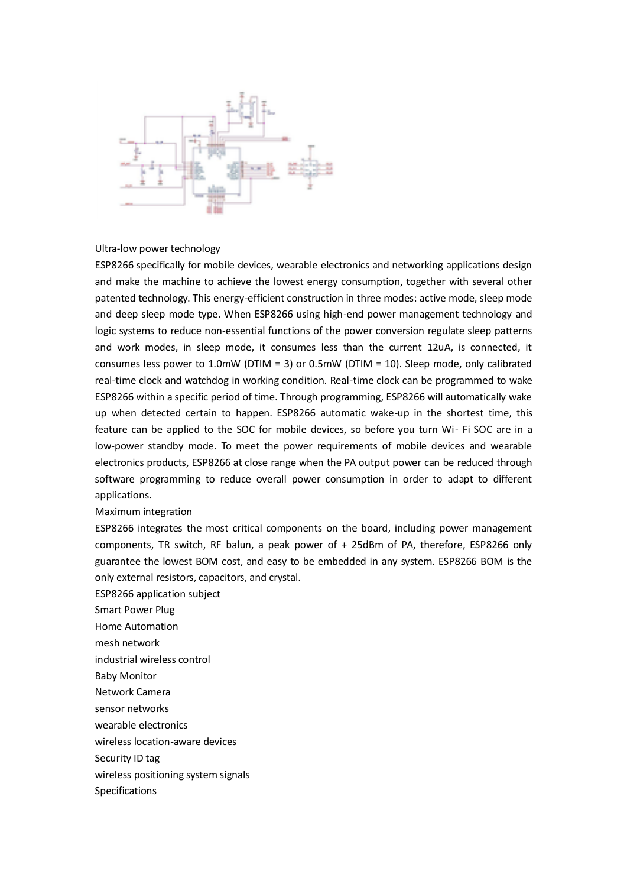Ultra-low power technology

ESP8266 specifically for mobile devices, wearable electronics and networking applications design and make the machine to achieve the lowest energy consumption, together with several other patented technology. This energy-efficient construction in three modes: active mode, sleep mode and deep sleep mode type. When ESP8266 using high-end power management technology and logic systems to reduce non-essential functions of the power conversion regulate sleep patterns and work modes, in sleep mode, it consumes less than the current 12uA, is connected, it consumes less power to 1.0mW (DTIM = 3) or 0.5mW (DTIM = 10). Sleep mode, only calibrated real-time clock and watchdog in working condition. Real-time clock can be programmed to wake ESP8266 within a specific period of time. Through programming, ESP8266 will automatically wake up when detected certain to happen. ESP8266 automatic wake-up in the shortest time, this feature can be applied to the SOC for mobile devices, so before you turn Wi- Fi SOC are in a low-power standby mode. To meet the power requirements of mobile devices and wearable electronics products, ESP8266 at close range when the PA output power can be reduced through software programming to reduce overall power consumption in order to adapt to different applications.

Maximum integration

ESP8266 integrates the most critical components on the board, including power management components, TR switch, RF balun, a peak power of + 25dBm of PA, therefore, ESP8266 only guarantee the lowest BOM cost, and easy to be embedded in any system. ESP8266 BOM is the only external resistors, capacitors, and crystal.

ESP8266 application subject

Smart Power Plug

Home Automation

mesh network

industrial wireless control

Baby Monitor

Network Camera

sensor networks

wearable electronics

wireless location-aware devices

Security ID tag

wireless positioning system signals

Specifications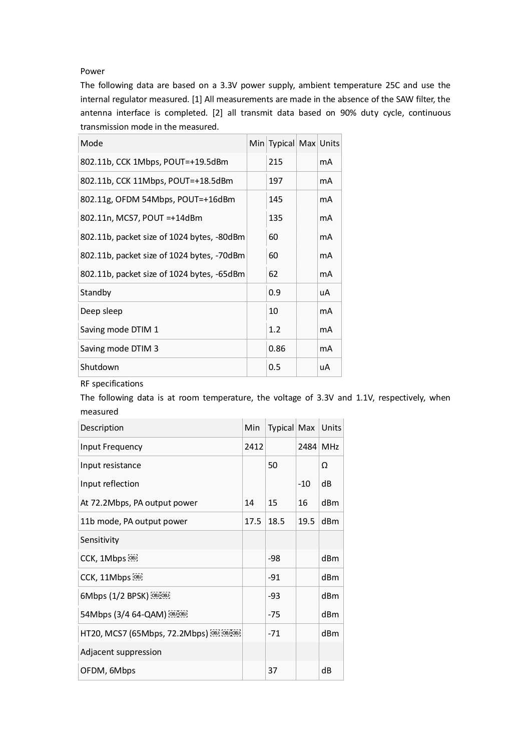Power

The following data are based on a 3.3V power supply, ambient temperature 25C and use the internal regulator measured. [1] All measurements are made in the absence of the SAW filter, the antenna interface is completed. [2] all transmit data based on 90% duty cycle, continuous transmission mode in the measured.

| Mode | Min | Typical | Max | Units |
|---|---|---|---|---|
| 802.11b, CCK 1Mbps, POUT=+19.5dBm | | 215 | | mA |
| 802.11b, CCK 11Mbps, POUT=+18.5dBm | | 197 | | mA |
| 802.11g, OFDM 54Mbps, POUT=+16dBm | | 145 | | mA |
| 802.11n, MCS7, POUT =+14dBm | | 135 | | mA |
| 802.11b, packet size of 1024 bytes, -80dBm | | 60 | | mA |
| 802.11b, packet size of 1024 bytes, -70dBm | | 60 | | mA |
| 802.11b, packet size of 1024 bytes, -65dBm | | 62 | | mA |
| Standby | | 0.9 | | uA |
| Deep sleep | | 10 | | mA |
| Saving mode DTIM 1 | | 1.2 | | mA |
| Saving mode DTIM 3 | | 0.86 | | mA |
| Shutdown | | 0.5 | | uA |

RF specifications

The following data is at room temperature, the voltage of 3.3V and 1.1V, respectively, when measured

| Description | Min | Typical | Max | Units |
|---|---|---|---|---|
| Input Frequency | 2412 | | 2484 | MHz |
| Input resistance | | 50 | | Ω |
| Input reflection | | | -10 | dB |
| At 72.2Mbps, PA output power | 14 | 15 | 16 | dBm |
| 11b mode, PA output power | 17.5 | 18.5 | 19.5 | dBm |
| Sensitivity | | | | |
| CCK, 1Mbps | | -98 | | dBm |
| CCK, 11Mbps | | -91 | | dBm |
| 6Mbps (1/2 BPSK) | | -93 | | dBm |
| 54Mbps (3/4 64-QAM) | | -75 | | dBm |
| HT20, MCS7 (65Mbps, 72.2Mbps) | | -71 | | dBm |
| Adjacent suppression | | | | |
| OFDM, 6Mbps | | 37 | | dB |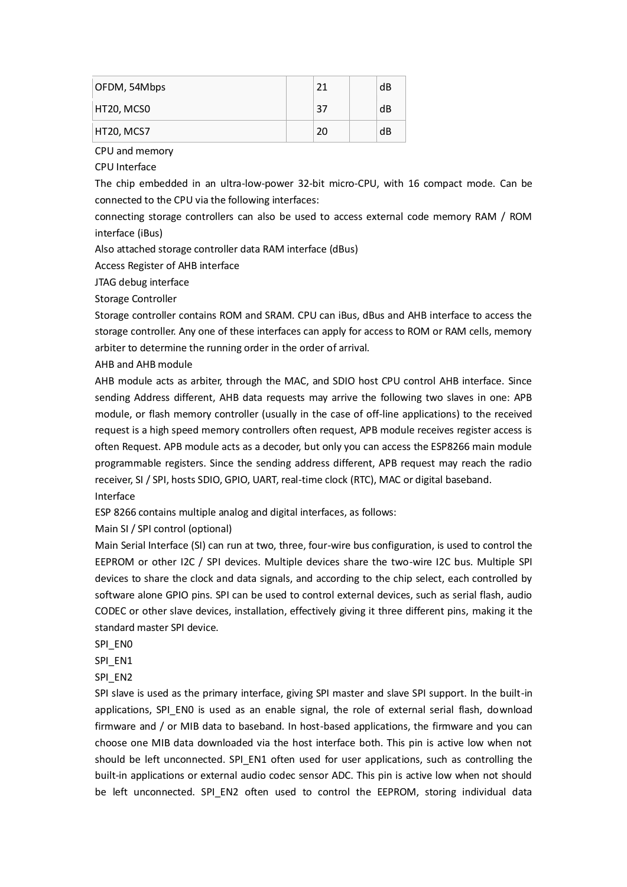| | | | | |
|---|---|---|---|---|
| OFDM, 54Mbps | | 21 | | dB |
| HT20, MCS0 | | 37 | | dB |
| HT20, MCS7 | | 20 | | dB |

CPU and memory

CPU Interface

The chip embedded in an ultra-low-power 32-bit micro-CPU, with 16 compact mode. Can be connected to the CPU via the following interfaces:

connecting storage controllers can also be used to access external code memory RAM / ROM interface (iBus)

Also attached storage controller data RAM interface (dBus)

Access Register of AHB interface

JTAG debug interface

Storage Controller

Storage controller contains ROM and SRAM. CPU can iBus, dBus and AHB interface to access the storage controller. Any one of these interfaces can apply for access to ROM or RAM cells, memory arbiter to determine the running order in the order of arrival.

AHB and AHB module

AHB module acts as arbiter, through the MAC, and SDIO host CPU control AHB interface. Since sending Address different, AHB data requests may arrive the following two slaves in one: APB module, or flash memory controller (usually in the case of off-line applications) to the received request is a high speed memory controllers often request, APB module receives register access is often Request. APB module acts as a decoder, but only you can access the ESP8266 main module programmable registers. Since the sending address different, APB request may reach the radio receiver, SI / SPI, hosts SDIO, GPIO, UART, real-time clock (RTC), MAC or digital baseband.

Interface

ESP 8266 contains multiple analog and digital interfaces, as follows:

Main SI / SPI control (optional)

Main Serial Interface (SI) can run at two, three, four-wire bus configuration, is used to control the EEPROM or other I2C / SPI devices. Multiple devices share the two-wire I2C bus. Multiple SPI devices to share the clock and data signals, and according to the chip select, each controlled by software alone GPIO pins. SPI can be used to control external devices, such as serial flash, audio CODEC or other slave devices, installation, effectively giving it three different pins, making it the standard master SPI device.

SPI_EN0

SPI_EN1

SPI_EN2

SPI slave is used as the primary interface, giving SPI master and slave SPI support. In the built-in applications, SPI_EN0 is used as an enable signal, the role of external serial flash, download firmware and / or MIB data to baseband. In host-based applications, the firmware and you can choose one MIB data downloaded via the host interface both. This pin is active low when not should be left unconnected. SPI_EN1 often used for user applications, such as controlling the built-in applications or external audio codec sensor ADC. This pin is active low when not should be left unconnected. SPI_EN2 often used to control the EEPROM, storing individual data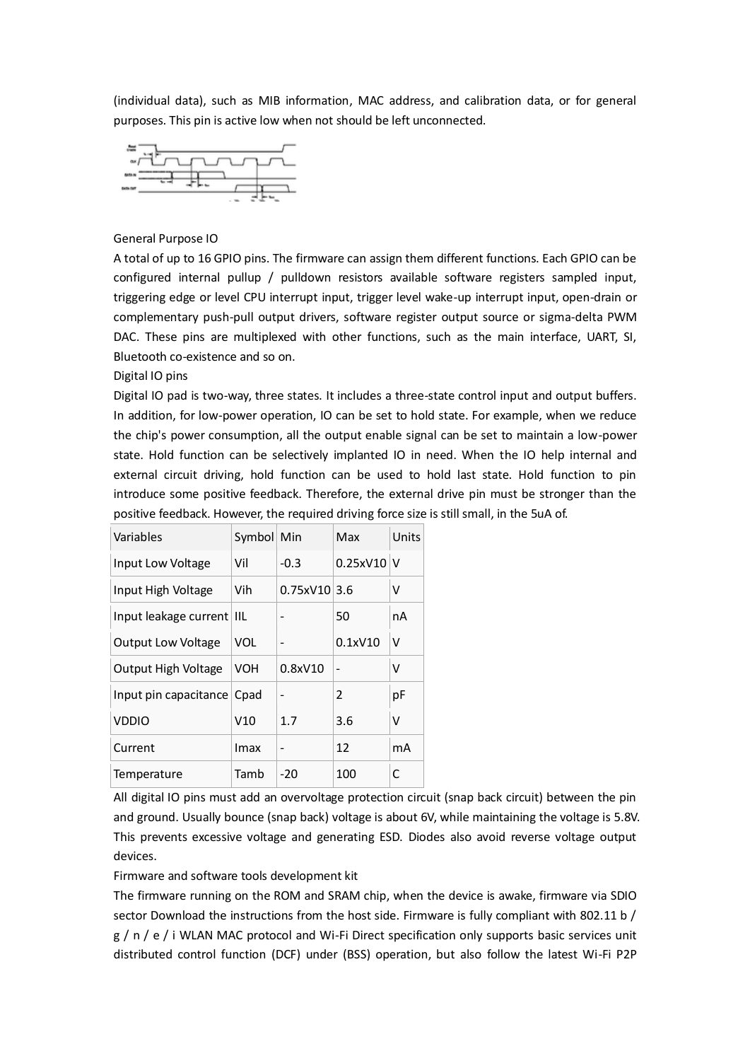(individual data), such as MIB information, MAC address, and calibration data, or for general purposes. This pin is active low when not should be left unconnected.

General Purpose IO

A total of up to 16 GPIO pins. The firmware can assign them different functions. Each GPIO can be configured internal pullup / pulldown resistors available software registers sampled input, triggering edge or level CPU interrupt input, trigger level wake-up interrupt input, open-drain or complementary push-pull output drivers, software register output source or sigma-delta PWM DAC. These pins are multiplexed with other functions, such as the main interface, UART, SI, Bluetooth co-existence and so on.

Digital IO pins

Digital IO pad is two-way, three states. It includes a three-state control input and output buffers. In addition, for low-power operation, IO can be set to hold state. For example, when we reduce the chip's power consumption, all the output enable signal can be set to maintain a low-power state. Hold function can be selectively implanted IO in need. When the IO help internal and external circuit driving, hold function can be used to hold last state. Hold function to pin introduce some positive feedback. Therefore, the external drive pin must be stronger than the positive feedback. However, the required driving force size is still small, in the 5uA of.

| Variables | Symbol | Min | Max | Units |
|---|---|---|---|---|
| Input Low Voltage | Vil | -0.3 | 0.25xV10 | V |
| Input High Voltage | Vih | 0.75xV10 | 3.6 | V |
| Input leakage current | IIL | - | 50 | nA |
| Output Low Voltage | VOL | - | 0.1xV10 | V |
| Output High Voltage | VOH | 0.8xV10 | - | V |
| Input pin capacitance | Cpad | - | 2 | pF |
| VDDIO | V10 | 1.7 | 3.6 | V |
| Current | Imax | - | 12 | mA |
| Temperature | Tamb | -20 | 100 | C |

All digital IO pins must add an overvoltage protection circuit (snap back circuit) between the pin and ground. Usually bounce (snap back) voltage is about 6V, while maintaining the voltage is 5.8V. This prevents excessive voltage and generating ESD. Diodes also avoid reverse voltage output devices.

Firmware and software tools development kit

The firmware running on the ROM and SRAM chip, when the device is awake, firmware via SDIO sector Download the instructions from the host side. Firmware is fully compliant with 802.11 b / g / n / e / i WLAN MAC protocol and Wi-Fi Direct specification only supports basic services unit distributed control function (DCF) under (BSS) operation, but also follow the latest Wi-Fi P2P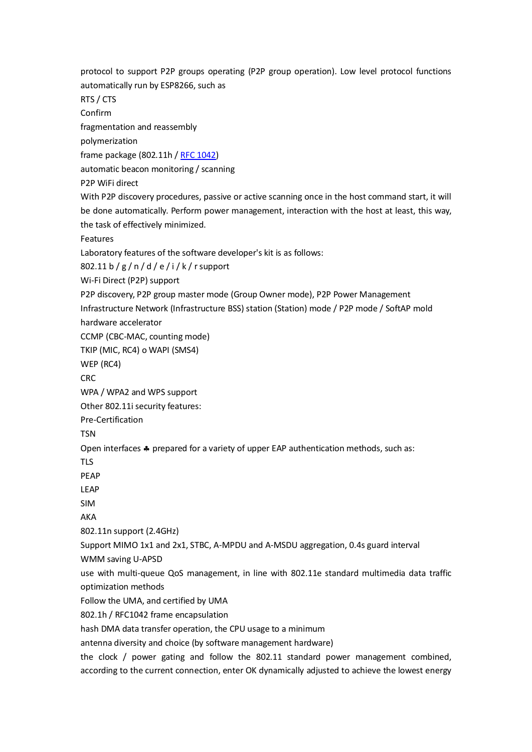protocol to support P2P groups operating (P2P group operation). Low level protocol functions automatically run by ESP8266, such as

RTS / CTS

Confirm

fragmentation and reassembly

polymerization

frame package (802.11h / [RFC 1042](RFC 1042))

automatic beacon monitoring / scanning

P2P WiFi direct

With P2P discovery procedures, passive or active scanning once in the host command start, it will be done automatically. Perform power management, interaction with the host at least, this way, the task of effectively minimized.

Features

Laboratory features of the software developer's kit is as follows:

802.11 b / g / n / d / e / i / k / r support

Wi-Fi Direct (P2P) support

P2P discovery, P2P group master mode (Group Owner mode), P2P Power Management

Infrastructure Network (Infrastructure BSS) station (Station) mode / P2P mode / SoftAP mold

hardware accelerator

CCMP (CBC-MAC, counting mode)

TKIP (MIC, RC4) o WAPI (SMS4)

WEP (RC4)

CRC

WPA / WPA2 and WPS support

Other 802.11i security features:

Pre-Certification

TSN

Open interfaces ♣ prepared for a variety of upper EAP authentication methods, such as:

TLS

PEAP

LEAP

SIM

AKA

802.11n support (2.4GHz)

Support MIMO 1x1 and 2x1, STBC, A-MPDU and A-MSDU aggregation, 0.4s guard interval

WMM saving U-APSD

use with multi-queue QoS management, in line with 802.11e standard multimedia data traffic optimization methods

Follow the UMA, and certified by UMA

802.1h / RFC1042 frame encapsulation

hash DMA data transfer operation, the CPU usage to a minimum

antenna diversity and choice (by software management hardware)

the clock / power gating and follow the 802.11 standard power management combined, according to the current connection, enter OK dynamically adjusted to achieve the lowest energy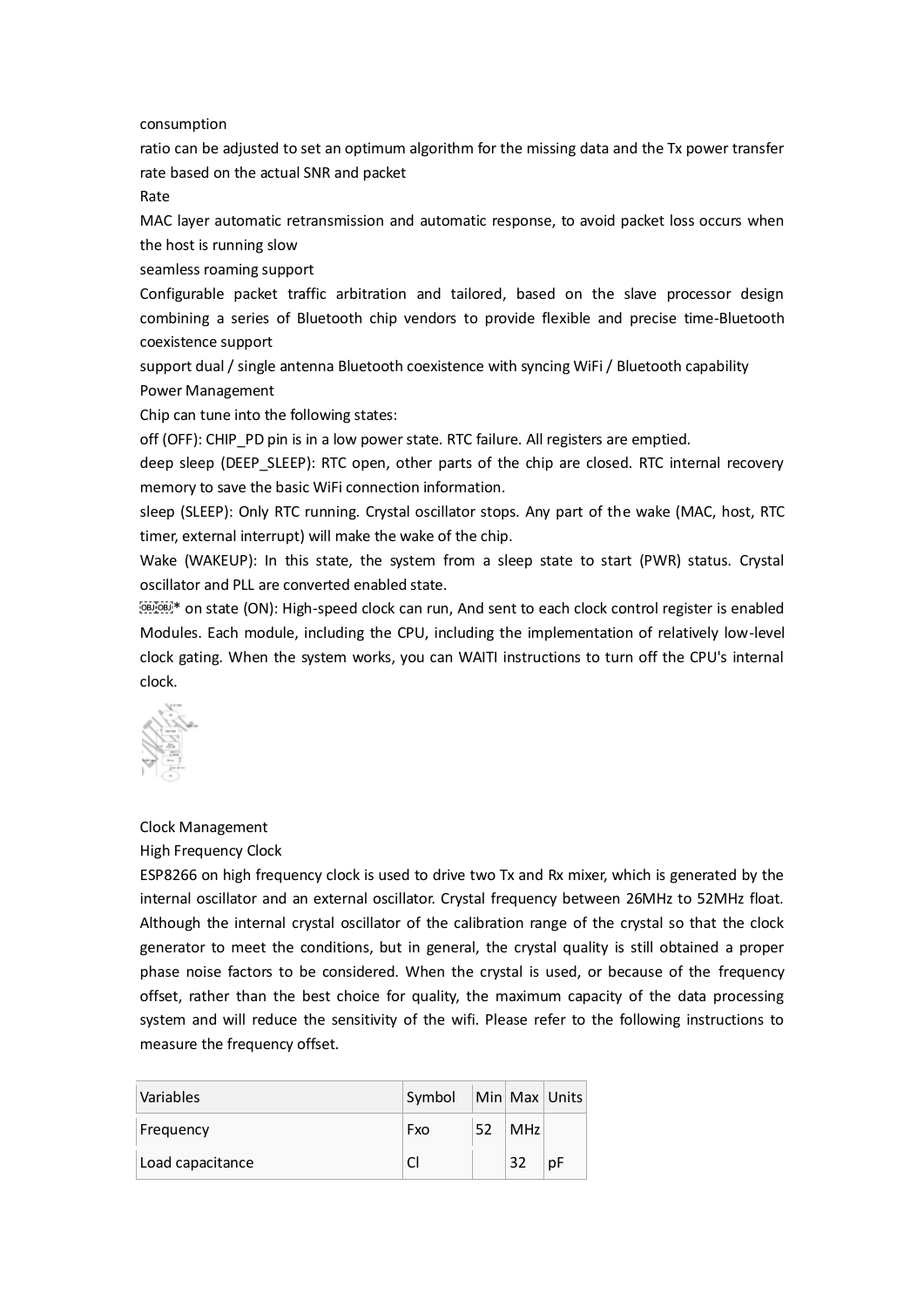consumption

ratio can be adjusted to set an optimum algorithm for the missing data and the Tx power transfer rate based on the actual SNR and packet

Rate

MAC layer automatic retransmission and automatic response, to avoid packet loss occurs when the host is running slow

seamless roaming support

Configurable packet traffic arbitration and tailored, based on the slave processor design combining a series of Bluetooth chip vendors to provide flexible and precise time-Bluetooth coexistence support

support dual / single antenna Bluetooth coexistence with syncing WiFi / Bluetooth capability

Power Management

Chip can tune into the following states:

off (OFF): CHIP_PD pin is in a low power state. RTC failure. All registers are emptied.

deep sleep (DEEP_SLEEP): RTC open, other parts of the chip are closed. RTC internal recovery memory to save the basic WiFi connection information.

sleep (SLEEP): Only RTC running. Crystal oscillator stops. Any part of the wake (MAC, host, RTC timer, external interrupt) will make the wake of the chip.

Wake (WAKEUP): In this state, the system from a sleep state to start (PWR) status. Crystal oscillator and PLL are converted enabled state.

* on state (ON): High-speed clock can run, And sent to each clock control register is enabled Modules. Each module, including the CPU, including the implementation of relatively low-level clock gating. When the system works, you can WAITI instructions to turn off the CPU's internal clock.

Clock Management

High Frequency Clock

ESP8266 on high frequency clock is used to drive two Tx and Rx mixer, which is generated by the internal oscillator and an external oscillator. Crystal frequency between 26MHz to 52MHz float. Although the internal crystal oscillator of the calibration range of the crystal so that the clock generator to meet the conditions, but in general, the crystal quality is still obtained a proper phase noise factors to be considered. When the crystal is used, or because of the frequency offset, rather than the best choice for quality, the maximum capacity of the data processing system and will reduce the sensitivity of the wifi. Please refer to the following instructions to measure the frequency offset.

| Variables | Symbol | Min | Max | Units |
|---|---|---|---|---|
| Frequency | Fxo | 52 | MHz | |
| Load capacitance | Cl | | 32 | pF |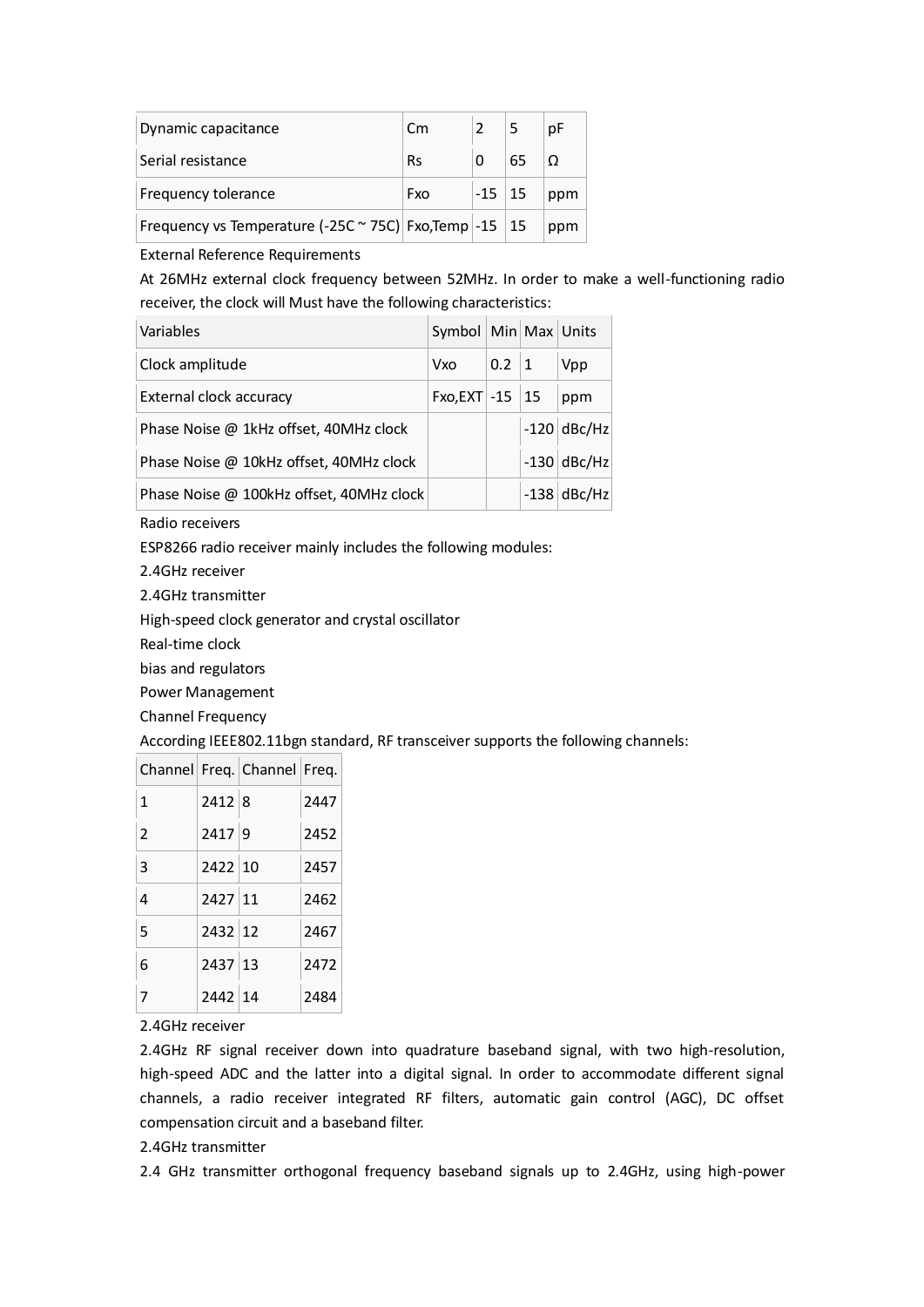| Dynamic capacitance | Cm | 2 | 5 | pF |
|---|---|---|---|---|
| Serial resistance | Rs | 0 | 65 | Ω |
| Frequency tolerance | Fxo | -15 | 15 | ppm |
| Frequency vs Temperature (-25C ~ 75C) | Fxo,Temp | -15 | 15 | ppm |

External Reference Requirements

At 26MHz external clock frequency between 52MHz. In order to make a well-functioning radio receiver, the clock will Must have the following characteristics:

| Variables | Symbol | Min | Max | Units |
|---|---|---|---|---|
| Clock amplitude | Vxo | 0.2 | 1 | Vpp |
| External clock accuracy | Fxo,EXT | -15 | 15 | ppm |
| Phase Noise @ 1kHz offset, 40MHz clock | | | -120 | dBc/Hz |
| Phase Noise @ 10kHz offset, 40MHz clock | | | -130 | dBc/Hz |
| Phase Noise @ 100kHz offset, 40MHz clock | | | -138 | dBc/Hz |

Radio receivers

ESP8266 radio receiver mainly includes the following modules:

2.4GHz receiver

2.4GHz transmitter

High-speed clock generator and crystal oscillator

Real-time clock

bias and regulators

Power Management

Channel Frequency

According IEEE802.11bgn standard, RF transceiver supports the following channels:

| Channel | Freq. | Channel | Freq. |
|---|---|---|---|
| 1 | 2412 | 8 | 2447 |
| 2 | 2417 | 9 | 2452 |
| 3 | 2422 | 10 | 2457 |
| 4 | 2427 | 11 | 2462 |
| 5 | 2432 | 12 | 2467 |
| 6 | 2437 | 13 | 2472 |
| 7 | 2442 | 14 | 2484 |

2.4GHz receiver

2.4GHz RF signal receiver down into quadrature baseband signal, with two high-resolution, high-speed ADC and the latter into a digital signal. In order to accommodate different signal channels, a radio receiver integrated RF filters, automatic gain control (AGC), DC offset compensation circuit and a baseband filter.

2.4GHz transmitter

2.4 GHz transmitter orthogonal frequency baseband signals up to 2.4GHz, using high-power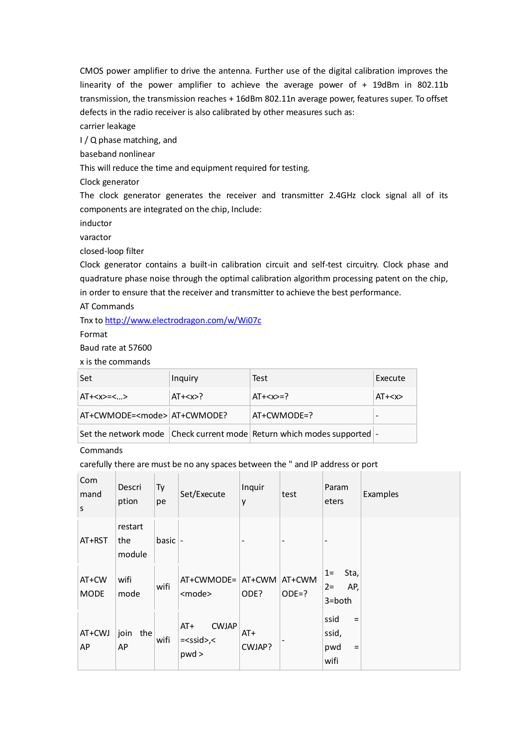CMOS power amplifier to drive the antenna. Further use of the digital calibration improves the linearity of the power amplifier to achieve the average power of + 19dBm in 802.11b transmission, the transmission reaches + 16dBm 802.11n average power, features super. To offset defects in the radio receiver is also calibrated by other measures such as:

carrier leakage

I / Q phase matching, and

baseband nonlinear

This will reduce the time and equipment required for testing.

Clock generator

The clock generator generates the receiver and transmitter 2.4GHz clock signal all of its components are integrated on the chip, Include:

inductor

varactor

closed-loop filter

Clock generator contains a built-in calibration circuit and self-test circuitry. Clock phase and quadrature phase noise through the optimal calibration algorithm processing patent on the chip, in order to ensure that the receiver and transmitter to achieve the best performance.

AT Commands

Tnx to http://www.electrodragon.com/w/Wi07c

Format

Baud rate at 57600

x is the commands

| Set | Inquiry | Test | Execute |
|---|---|---|---|
| AT+<x>=<…> | AT+<x>? | AT+<x>=? | AT+<x> |
| AT+CWMODE=<mode> | AT+CWMODE? | AT+CWMODE=? | - |
| Set the network mode | Check current mode | Return which modes supported | - |

Commands

carefully there are must be no any spaces between the " and IP address or port

| Commands | Description | Type | Set/Execute | Inquiry | test | Parameters | Examples |
|---|---|---|---|---|---|---|---|
| AT+RST | restart the module | basic | - | - | - | - | |
| AT+CWMODE | wifi mode | wifi | AT+CWMODE=<mode> | AT+CWMODE? | AT+CWMODE=? | 1= Sta, 2= AP, 3=both | |
| AT+CWJAP | join the AP | wifi | AT+ CWJAP =<ssid>,< pwd > | AT+ CWJAP? | - | ssid = ssid, pwd = wifi | |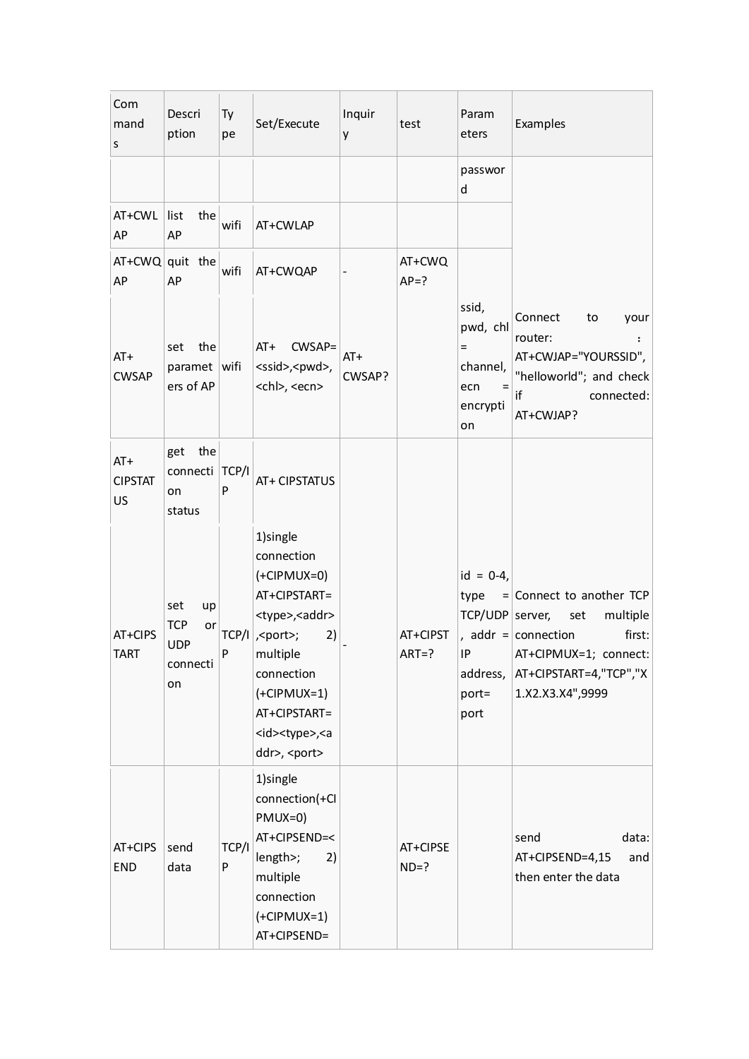| Commands | Description | Type | Set/Execute | Inquiry | test | Parameters | Examples |
|---|---|---|---|---|---|---|---|
| | | | | | | password | |
| AT+CWLAP | list the AP | wifi | AT+CWLAP | | | | |
| AT+CWQAP | quit the AP | wifi | AT+CWQAP | - | AT+CWQAP=? | | |
| AT+ CWSAP | set the parameters of AP | wifi | AT+ CWSAP= <ssid>,<pwd>, <chl>, <ecn> | AT+ CWSAP? | | ssid, pwd, chl = channel, ecn = encryption | Connect to your router: : AT+CWJAP="YOURSSID", "helloworld"; and check if connected: AT+CWJAP? |
| AT+ CIPSTATUS | get the connection status | TCP/IP | AT+ CIPSTATUS | | | | |
| AT+CIPSTART | set up TCP or UDP connection | TCP/IP | 1)single connection (+CIPMUX=0) AT+CIPSTART= <type>,<addr>,<port>; 2) multiple connection (+CIPMUX=1) AT+CIPSTART= <id><type>,<addr>, <port> | - | AT+CIPSTART=? | id = 0-4, type = TCP/UDP, addr = IP address, port= port | Connect to another TCP server, set multiple connection first: AT+CIPMUX=1; connect: AT+CIPSTART=4,"TCP","X1.X2.X3.X4",9999 |
| AT+CIPSEND | send data | TCP/IP | 1)single connection(+CIPMUX=0) AT+CIPSEND=<length>; 2) multiple connection (+CIPMUX=1) AT+CIPSEND= | | AT+CIPSEND=? | | send data: AT+CIPSEND=4,15 and then enter the data |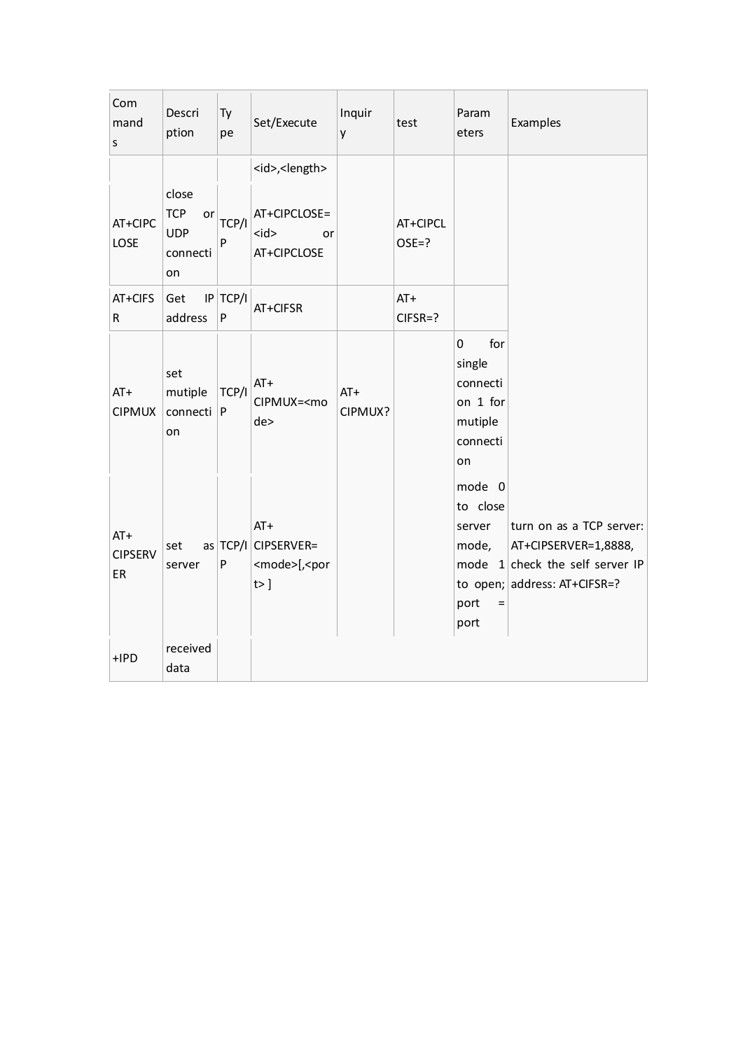| Commands | Description | Type | Set/Execute | Inquiry | test | Parameters | Examples |
|---|---|---|---|---|---|---|---|
| | | | <id>,<length> | | | | |
| AT+CIPCLOSE | close TCP or UDP connection | TCP/IP | AT+CIPCLOSE=<id> or AT+CIPCLOSE | | AT+CIPCLOSE=? | | |
| AT+CIFSR | Get IP address | TCP/IP | AT+CIFSR | | AT+ CIFSR=? | | |
| AT+ CIPMUX | set mutiple connection | TCP/IP | AT+ CIPMUX=<mode> | AT+ CIPMUX? | | 0 for single connection 1 for mutiple connection | |
| AT+ CIPSERVER | set as server | TCP/IP | AT+ CIPSERVER= <mode>[,<port> ] | | | mode 0 to close server mode, mode 1 to open; port = port | turn on as a TCP server: AT+CIPSERVER=1,8888, check the self server IP address: AT+CIFSR=? |
| +IPD | received data | | | | | | |